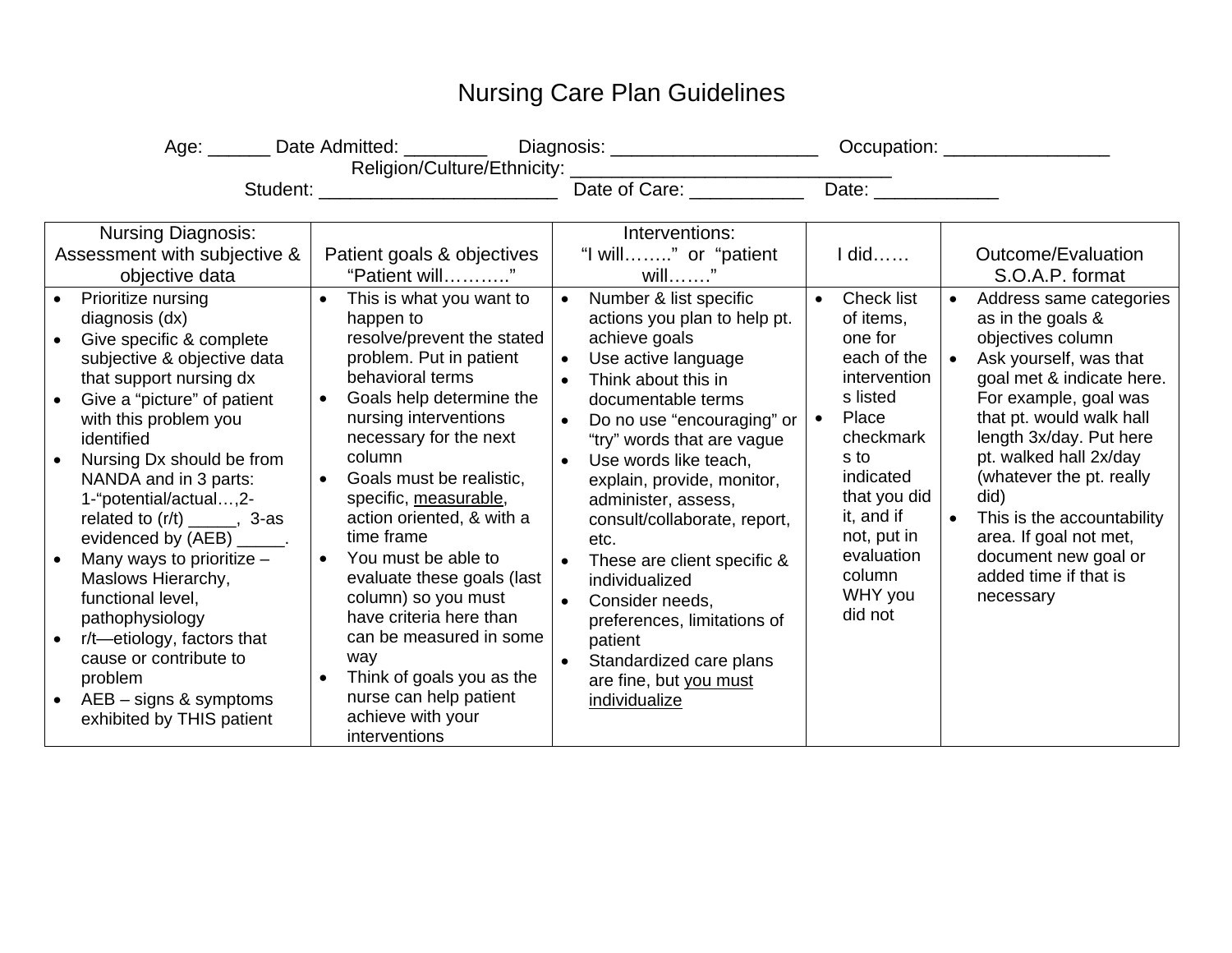# Nursing Care Plan Guidelines

Age: ______ Date Admitted: ________ Diagnosis: ____________________ Occupation: ________________

Religion/Culture/Ethnicity: _______________________________

Student: _______________________ Date of Care: ___________ Date: ____________

| Nursing Diagnosis: Assessment with subjective & objective data | Patient goals & objectives "Patient will……….." | Interventions: "I will……." or "patient will……." | I did…… | Outcome/Evaluation S.O.A.P. format |
|---|---|---|---|---|
| • Prioritize nursing diagnosis (dx)<br>• Give specific & complete subjective & objective data that support nursing dx<br>• Give a "picture" of patient with this problem you identified<br>• Nursing Dx should be from NANDA and in 3 parts: 1-"potential/actual…,2-related to (r/t) _____, 3-as evidenced by (AEB) _____.<br>• Many ways to prioritize – Maslows Hierarchy, functional level, pathophysiology<br>• r/t—etiology, factors that cause or contribute to problem<br>• AEB – signs & symptoms exhibited by THIS patient | • This is what you want to happen to resolve/prevent the stated problem. Put in patient behavioral terms<br>• Goals help determine the nursing interventions necessary for the next column<br>• Goals must be realistic, specific, <u>measurable</u>, action oriented, & with a time frame<br>• You must be able to evaluate these goals (last column) so you must have criteria here than can be measured in some way<br>• Think of goals you as the nurse can help patient achieve with your interventions | • Number & list specific actions you plan to help pt. achieve goals<br>• Use active language<br>• Think about this in documentable terms<br>• Do no use "encouraging" or "try" words that are vague<br>• Use words like teach, explain, provide, monitor, administer, assess, consult/collaborate, report, etc.<br>• These are client specific & individualized<br>• Consider needs, preferences, limitations of patient<br>• Standardized care plans are fine, but <u>you must individualize</u> | • Check list of items, one for each of the interventions listed<br>• Place checkmarks to indicated that you did it, and if not, put in evaluation column WHY you did not | • Address same categories as in the goals & objectives column<br>• Ask yourself, was that goal met & indicate here. For example, goal was that pt. would walk hall length 3x/day. Put here pt. walked hall 2x/day (whatever the pt. really did)<br>• This is the accountability area. If goal not met, document new goal or added time if that is necessary |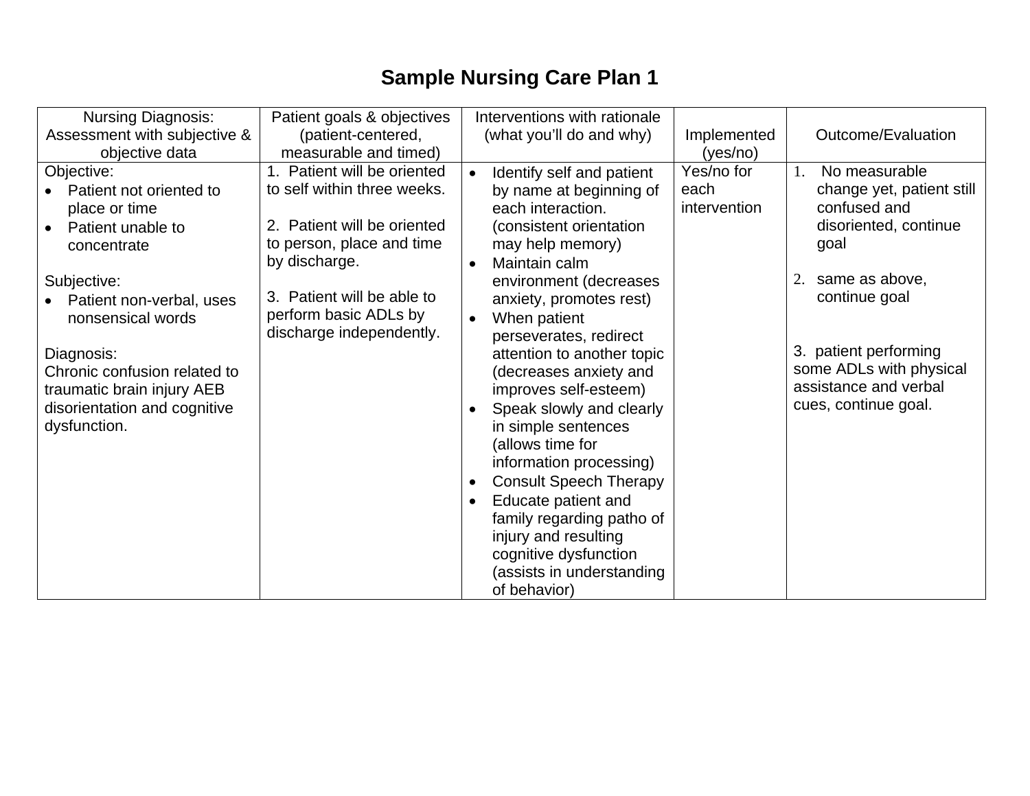# Sample Nursing Care Plan 1

| Nursing Diagnosis: Assessment with subjective & objective data | Patient goals & objectives (patient-centered, measurable and timed) | Interventions with rationale (what you'll do and why) | Implemented (yes/no) | Outcome/Evaluation |
|---|---|---|---|---|
| Objective:<br>• Patient not oriented to place or time<br>• Patient unable to concentrate<br><br>Subjective:<br>• Patient non-verbal, uses nonsensical words<br><br>Diagnosis:<br>Chronic confusion related to traumatic brain injury AEB disorientation and cognitive dysfunction. | 1. Patient will be oriented to self within three weeks.<br><br>2. Patient will be oriented to person, place and time by discharge.<br><br>3. Patient will be able to perform basic ADLs by discharge independently. | • Identify self and patient by name at beginning of each interaction. (consistent orientation may help memory)<br>• Maintain calm environment (decreases anxiety, promotes rest)<br>• When patient perseverates, redirect attention to another topic (decreases anxiety and improves self-esteem)<br>• Speak slowly and clearly in simple sentences (allows time for information processing)<br>• Consult Speech Therapy<br>• Educate patient and family regarding patho of injury and resulting cognitive dysfunction (assists in understanding of behavior) | Yes/no for each intervention | 1. No measurable change yet, patient still confused and disoriented, continue goal<br><br>2. same as above, continue goal<br><br>3. patient performing some ADLs with physical assistance and verbal cues, continue goal. |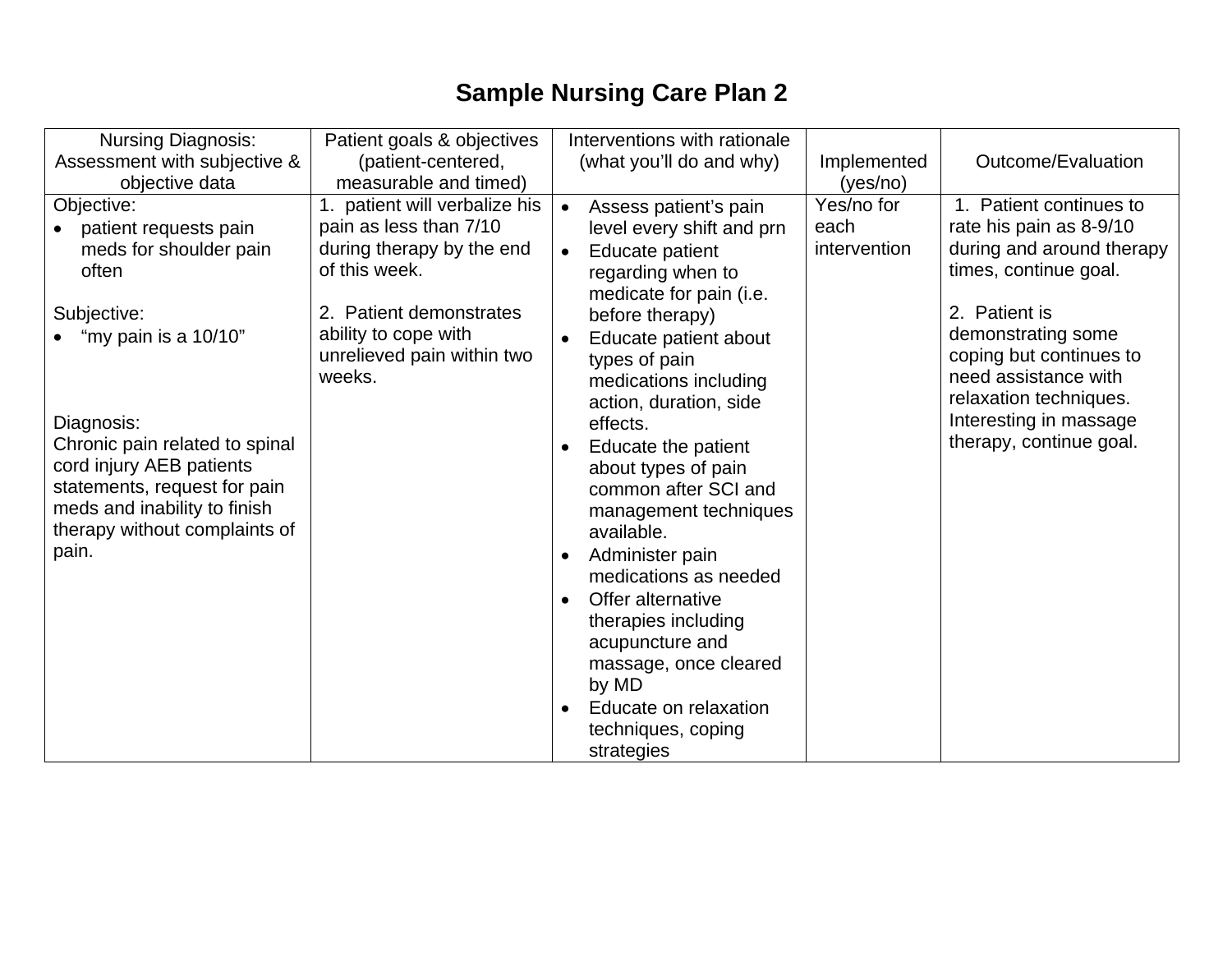# Sample Nursing Care Plan 2

| Nursing Diagnosis: Assessment with subjective & objective data | Patient goals & objectives (patient-centered, measurable and timed) | Interventions with rationale (what you'll do and why) | Implemented (yes/no) | Outcome/Evaluation |
|---|---|---|---|---|
| Objective:<br>• patient requests pain meds for shoulder pain often<br><br>Subjective:<br>• "my pain is a 10/10"<br><br>Diagnosis:<br>Chronic pain related to spinal cord injury AEB patients statements, request for pain meds and inability to finish therapy without complaints of pain. | 1. patient will verbalize his pain as less than 7/10 during therapy by the end of this week.<br><br>2. Patient demonstrates ability to cope with unrelieved pain within two weeks. | • Assess patient's pain level every shift and prn<br>• Educate patient regarding when to medicate for pain (i.e. before therapy)<br>• Educate patient about types of pain medications including action, duration, side effects.<br>• Educate the patient about types of pain common after SCI and management techniques available.<br>• Administer pain medications as needed<br>• Offer alternative therapies including acupuncture and massage, once cleared by MD<br>• Educate on relaxation techniques, coping strategies | Yes/no for each intervention | 1. Patient continues to rate his pain as 8-9/10 during and around therapy times, continue goal.<br><br>2. Patient is demonstrating some coping but continues to need assistance with relaxation techniques. Interesting in massage therapy, continue goal. |